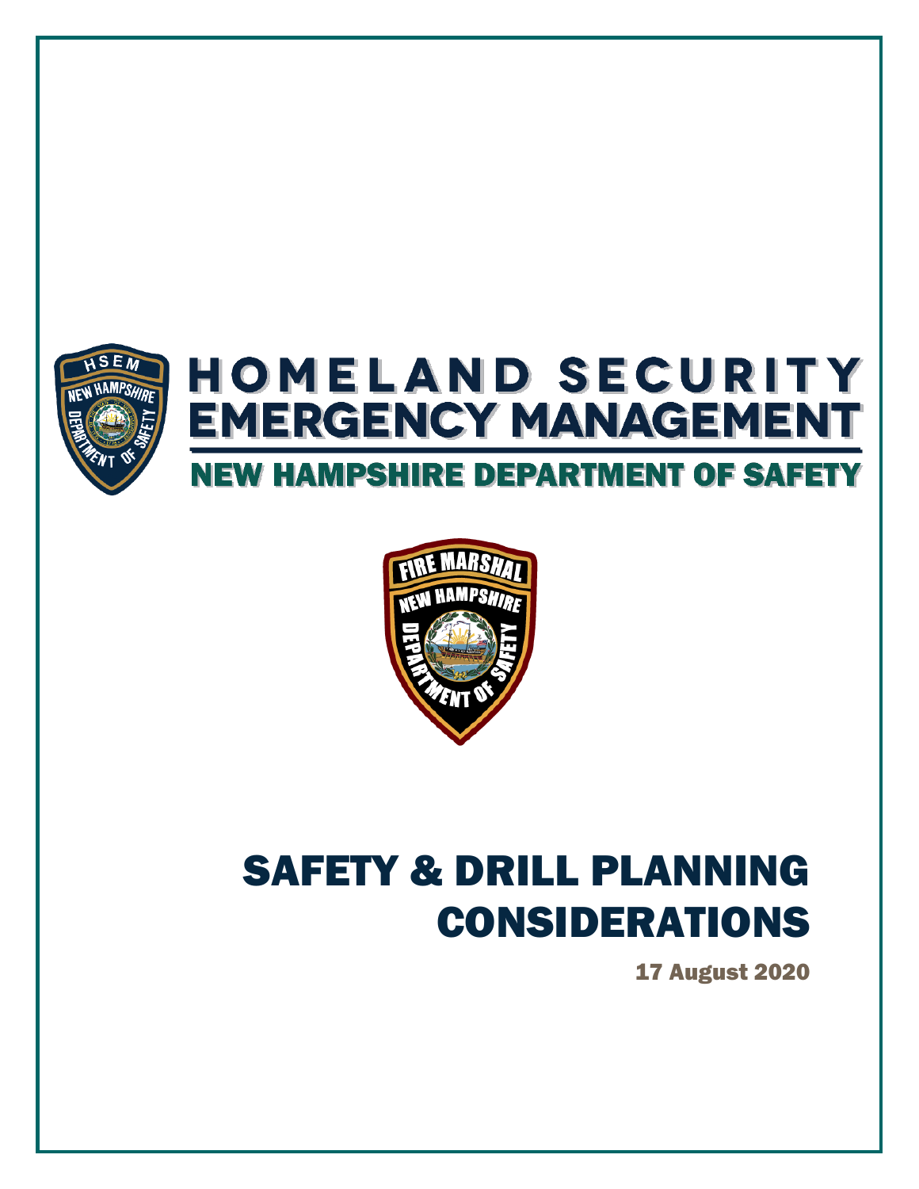HOMELAND SECURITY
EMERGENCY MANAGEMENT

NEW HAMPSHIRE DEPARTMENT OF SAFETY

# SAFETY & DRILL PLANNING CONSIDERATIONS

17 August 2020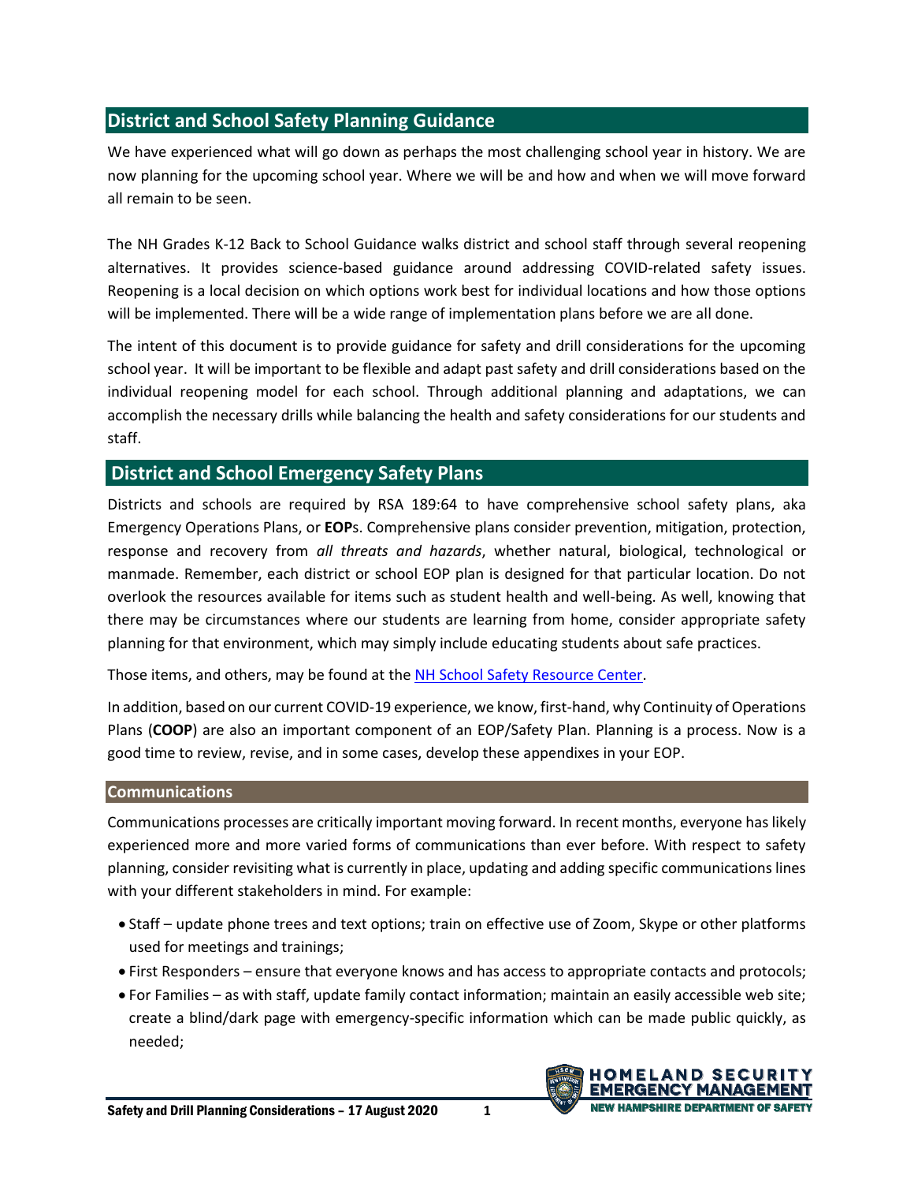## District and School Safety Planning Guidance

We have experienced what will go down as perhaps the most challenging school year in history. We are now planning for the upcoming school year. Where we will be and how and when we will move forward all remain to be seen.

The NH Grades K-12 Back to School Guidance walks district and school staff through several reopening alternatives. It provides science-based guidance around addressing COVID-related safety issues. Reopening is a local decision on which options work best for individual locations and how those options will be implemented. There will be a wide range of implementation plans before we are all done.

The intent of this document is to provide guidance for safety and drill considerations for the upcoming school year. It will be important to be flexible and adapt past safety and drill considerations based on the individual reopening model for each school. Through additional planning and adaptations, we can accomplish the necessary drills while balancing the health and safety considerations for our students and staff.

## District and School Emergency Safety Plans

Districts and schools are required by RSA 189:64 to have comprehensive school safety plans, aka Emergency Operations Plans, or **EOP**s. Comprehensive plans consider prevention, mitigation, protection, response and recovery from *all threats and hazards*, whether natural, biological, technological or manmade. Remember, each district or school EOP plan is designed for that particular location. Do not overlook the resources available for items such as student health and well-being. As well, knowing that there may be circumstances where our students are learning from home, consider appropriate safety planning for that environment, which may simply include educating students about safe practices.

Those items, and others, may be found at the NH School Safety Resource Center.

In addition, based on our current COVID-19 experience, we know, first-hand, why Continuity of Operations Plans (**COOP**) are also an important component of an EOP/Safety Plan. Planning is a process. Now is a good time to review, revise, and in some cases, develop these appendixes in your EOP.

### Communications

Communications processes are critically important moving forward. In recent months, everyone has likely experienced more and more varied forms of communications than ever before. With respect to safety planning, consider revisiting what is currently in place, updating and adding specific communications lines with your different stakeholders in mind. For example:

- Staff – update phone trees and text options; train on effective use of Zoom, Skype or other platforms used for meetings and trainings;
- First Responders – ensure that everyone knows and has access to appropriate contacts and protocols;
- For Families – as with staff, update family contact information; maintain an easily accessible web site; create a blind/dark page with emergency-specific information which can be made public quickly, as needed;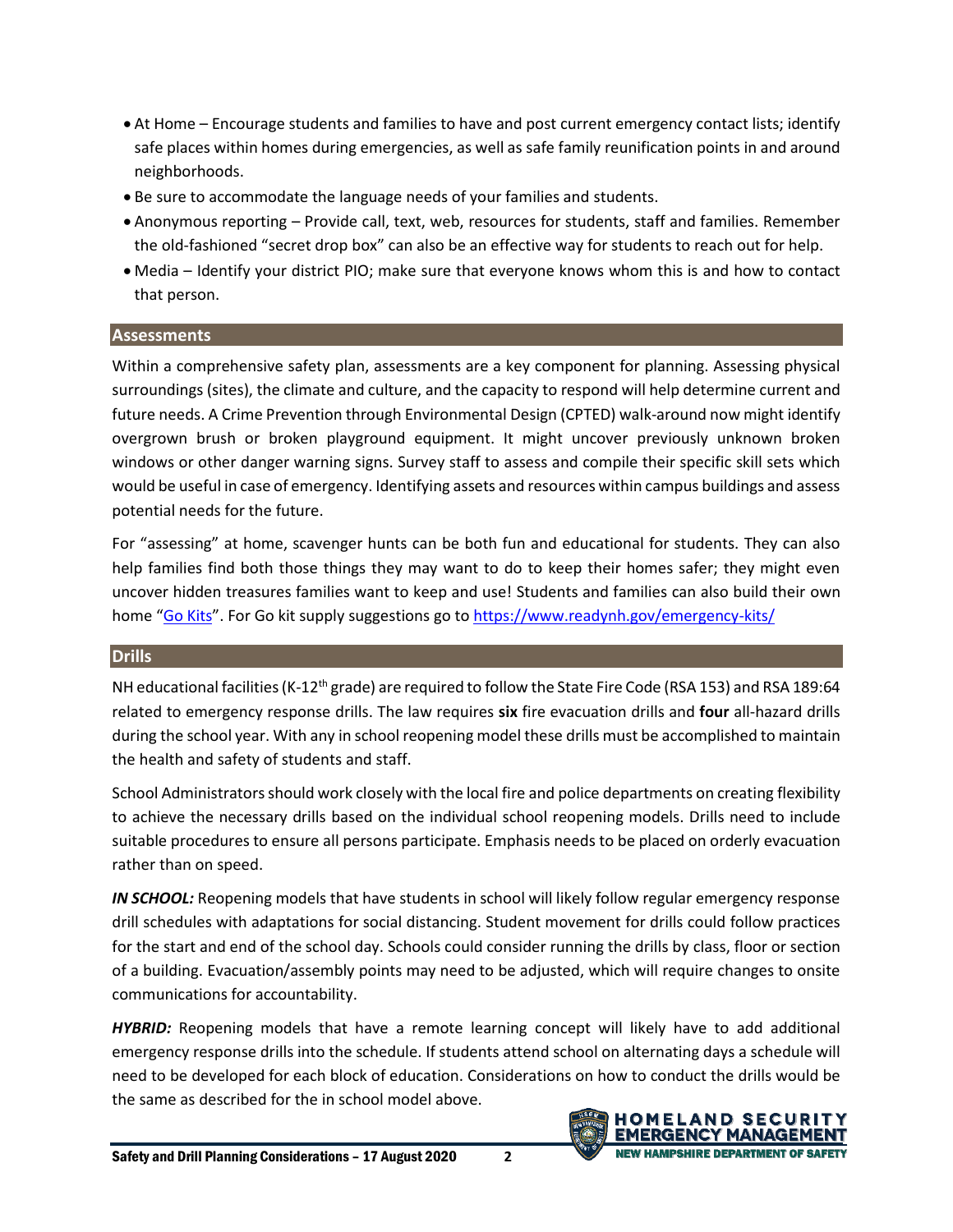- At Home – Encourage students and families to have and post current emergency contact lists; identify safe places within homes during emergencies, as well as safe family reunification points in and around neighborhoods.
- Be sure to accommodate the language needs of your families and students.
- Anonymous reporting – Provide call, text, web, resources for students, staff and families. Remember the old-fashioned "secret drop box" can also be an effective way for students to reach out for help.
- Media – Identify your district PIO; make sure that everyone knows whom this is and how to contact that person.

## Assessments

Within a comprehensive safety plan, assessments are a key component for planning. Assessing physical surroundings (sites), the climate and culture, and the capacity to respond will help determine current and future needs. A Crime Prevention through Environmental Design (CPTED) walk-around now might identify overgrown brush or broken playground equipment. It might uncover previously unknown broken windows or other danger warning signs. Survey staff to assess and compile their specific skill sets which would be useful in case of emergency. Identifying assets and resources within campus buildings and assess potential needs for the future.

For "assessing" at home, scavenger hunts can be both fun and educational for students. They can also help families find both those things they may want to do to keep their homes safer; they might even uncover hidden treasures families want to keep and use! Students and families can also build their own home "Go Kits". For Go kit supply suggestions go to https://www.readynh.gov/emergency-kits/

## Drills

NH educational facilities (K-12th grade) are required to follow the State Fire Code (RSA 153) and RSA 189:64 related to emergency response drills. The law requires **six** fire evacuation drills and **four** all-hazard drills during the school year. With any in school reopening model these drills must be accomplished to maintain the health and safety of students and staff.

School Administrators should work closely with the local fire and police departments on creating flexibility to achieve the necessary drills based on the individual school reopening models. Drills need to include suitable procedures to ensure all persons participate. Emphasis needs to be placed on orderly evacuation rather than on speed.

***IN SCHOOL:*** Reopening models that have students in school will likely follow regular emergency response drill schedules with adaptations for social distancing. Student movement for drills could follow practices for the start and end of the school day. Schools could consider running the drills by class, floor or section of a building. Evacuation/assembly points may need to be adjusted, which will require changes to onsite communications for accountability.

***HYBRID:*** Reopening models that have a remote learning concept will likely have to add additional emergency response drills into the schedule. If students attend school on alternating days a schedule will need to be developed for each block of education. Considerations on how to conduct the drills would be the same as described for the in school model above.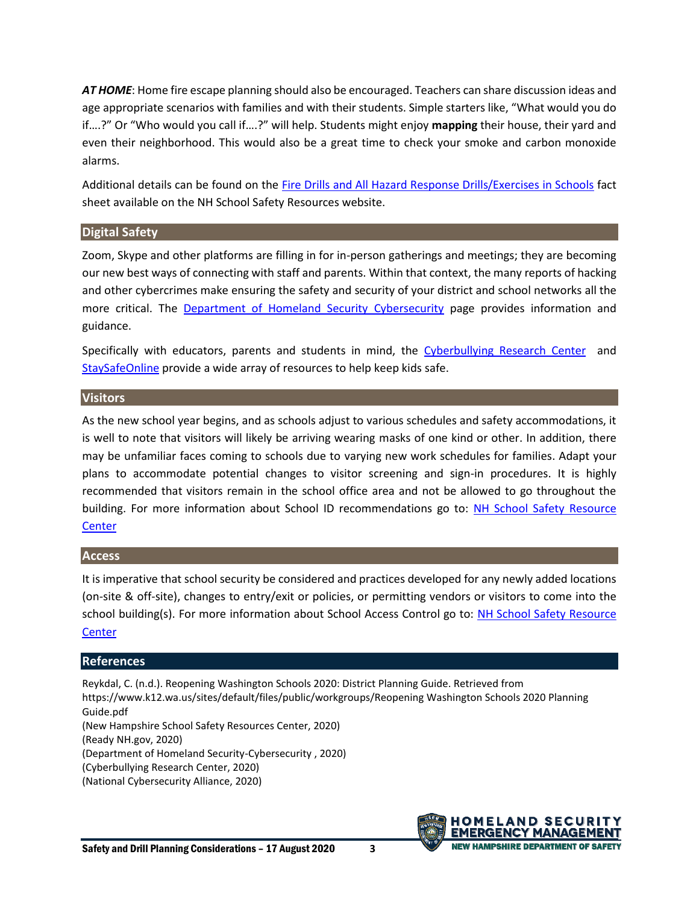***AT HOME***: Home fire escape planning should also be encouraged. Teachers can share discussion ideas and age appropriate scenarios with families and with their students. Simple starters like, "What would you do if….?" Or "Who would you call if….?" will help. Students might enjoy **mapping** their house, their yard and even their neighborhood. This would also be a great time to check your smoke and carbon monoxide alarms.

Additional details can be found on the Fire Drills and All Hazard Response Drills/Exercises in Schools fact sheet available on the NH School Safety Resources website.

## Digital Safety

Zoom, Skype and other platforms are filling in for in-person gatherings and meetings; they are becoming our new best ways of connecting with staff and parents. Within that context, the many reports of hacking and other cybercrimes make ensuring the safety and security of your district and school networks all the more critical. The Department of Homeland Security Cybersecurity page provides information and guidance.

Specifically with educators, parents and students in mind, the Cyberbullying Research Center and StaySafeOnline provide a wide array of resources to help keep kids safe.

## Visitors

As the new school year begins, and as schools adjust to various schedules and safety accommodations, it is well to note that visitors will likely be arriving wearing masks of one kind or other. In addition, there may be unfamiliar faces coming to schools due to varying new work schedules for families. Adapt your plans to accommodate potential changes to visitor screening and sign-in procedures. It is highly recommended that visitors remain in the school office area and not be allowed to go throughout the building. For more information about School ID recommendations go to: NH School Safety Resource Center

## Access

It is imperative that school security be considered and practices developed for any newly added locations (on-site & off-site), changes to entry/exit or policies, or permitting vendors or visitors to come into the school building(s). For more information about School Access Control go to: NH School Safety Resource Center

## References

Reykdal, C. (n.d.). Reopening Washington Schools 2020: District Planning Guide. Retrieved from https://www.k12.wa.us/sites/default/files/public/workgroups/Reopening Washington Schools 2020 Planning Guide.pdf
(New Hampshire School Safety Resources Center, 2020)
(Ready NH.gov, 2020)
(Department of Homeland Security-Cybersecurity , 2020)
(Cyberbullying Research Center, 2020)
(National Cybersecurity Alliance, 2020)